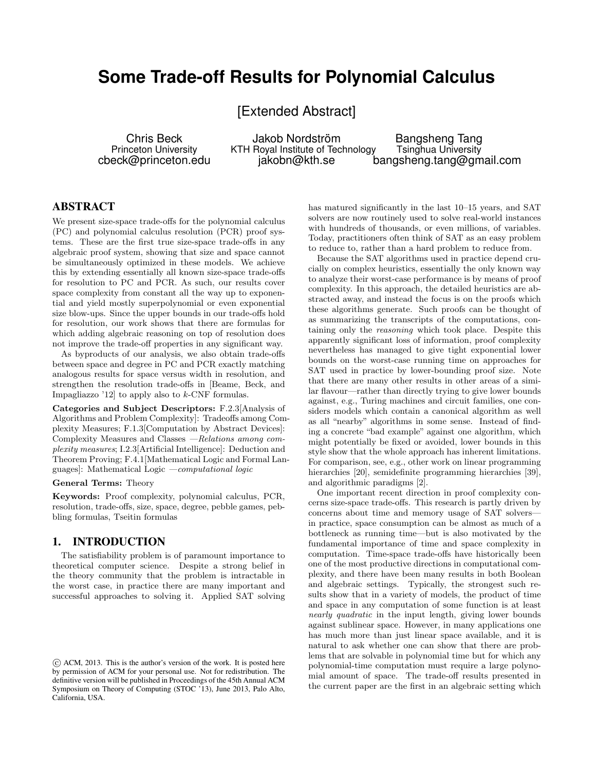# Some Trade-off Results for Polynomial Calculus

[Extended Abstract]

Chris Beck
Princeton University
cbeck@princeton.edu

Jakob Nordström
KTH Royal Institute of Technology
jakobn@kth.se

Bangsheng Tang
Tsinghua University
bangsheng.tang@gmail.com

## ABSTRACT

We present size-space trade-offs for the polynomial calculus (PC) and polynomial calculus resolution (PCR) proof systems. These are the first true size-space trade-offs in any algebraic proof system, showing that size and space cannot be simultaneously optimized in these models. We achieve this by extending essentially all known size-space trade-offs for resolution to PC and PCR. As such, our results cover space complexity from constant all the way up to exponential and yield mostly superpolynomial or even exponential size blow-ups. Since the upper bounds in our trade-offs hold for resolution, our work shows that there are formulas for which adding algebraic reasoning on top of resolution does not improve the trade-off properties in any significant way.

As byproducts of our analysis, we also obtain trade-offs between space and degree in PC and PCR exactly matching analogous results for space versus width in resolution, and strengthen the resolution trade-offs in [Beame, Beck, and Impagliazzo '12] to apply also to $k$-CNF formulas.

**Categories and Subject Descriptors:** F.2.3[Analysis of Algorithms and Problem Complexity]: Tradeoffs among Complexity Measures; F.1.3[Computation by Abstract Devices]: Complexity Measures and Classes —*Relations among complexity measures*; I.2.3[Artificial Intelligence]: Deduction and Theorem Proving; F.4.1[Mathematical Logic and Formal Languages]: Mathematical Logic —*computational logic*

**General Terms:** Theory

**Keywords:** Proof complexity, polynomial calculus, PCR, resolution, trade-offs, size, space, degree, pebble games, pebbling formulas, Tseitin formulas

## 1. INTRODUCTION

The satisfiability problem is of paramount importance to theoretical computer science. Despite a strong belief in the theory community that the problem is intractable in the worst case, in practice there are many important and successful approaches to solving it. Applied SAT solving has matured significantly in the last 10–15 years, and SAT solvers are now routinely used to solve real-world instances with hundreds of thousands, or even millions, of variables. Today, practitioners often think of SAT as an easy problem to reduce to, rather than a hard problem to reduce from.

Because the SAT algorithms used in practice depend crucially on complex heuristics, essentially the only known way to analyze their worst-case performance is by means of proof complexity. In this approach, the detailed heuristics are abstracted away, and instead the focus is on the proofs which these algorithms generate. Such proofs can be thought of as summarizing the transcripts of the computations, containing only the *reasoning* which took place. Despite this apparently significant loss of information, proof complexity nevertheless has managed to give tight exponential lower bounds on the worst-case running time on approaches for SAT used in practice by lower-bounding proof size. Note that there are many other results in other areas of a similar flavour—rather than directly trying to give lower bounds against, e.g., Turing machines and circuit families, one considers models which contain a canonical algorithm as well as all "nearby" algorithms in some sense. Instead of finding a concrete "bad example" against one algorithm, which might potentially be fixed or avoided, lower bounds in this style show that the whole approach has inherent limitations. For comparison, see, e.g., other work on linear programming hierarchies [20], semidefinite programming hierarchies [39], and algorithmic paradigms [2].

One important recent direction in proof complexity concerns size-space trade-offs. This research is partly driven by concerns about time and memory usage of SAT solvers—in practice, space consumption can be almost as much of a bottleneck as running time—but is also motivated by the fundamental importance of time and space complexity in computation. Time-space trade-offs have historically been one of the most productive directions in computational complexity, and there have been many results in both Boolean and algebraic settings. Typically, the strongest such results show that in a variety of models, the product of time and space in any computation of some function is at least *nearly quadratic* in the input length, giving lower bounds against sublinear space. However, in many applications one has much more than just linear space available, and it is natural to ask whether one can show that there are problems that are solvable in polynomial time but for which any polynomial-time computation must require a large polynomial amount of space. The trade-off results presented in the current paper are the first in an algebraic setting which

© ACM, 2013. This is the author's version of the work. It is posted here by permission of ACM for your personal use. Not for redistribution. The definitive version will be published in Proceedings of the 45th Annual ACM Symposium on Theory of Computing (STOC '13), June 2013, Palo Alto, California, USA.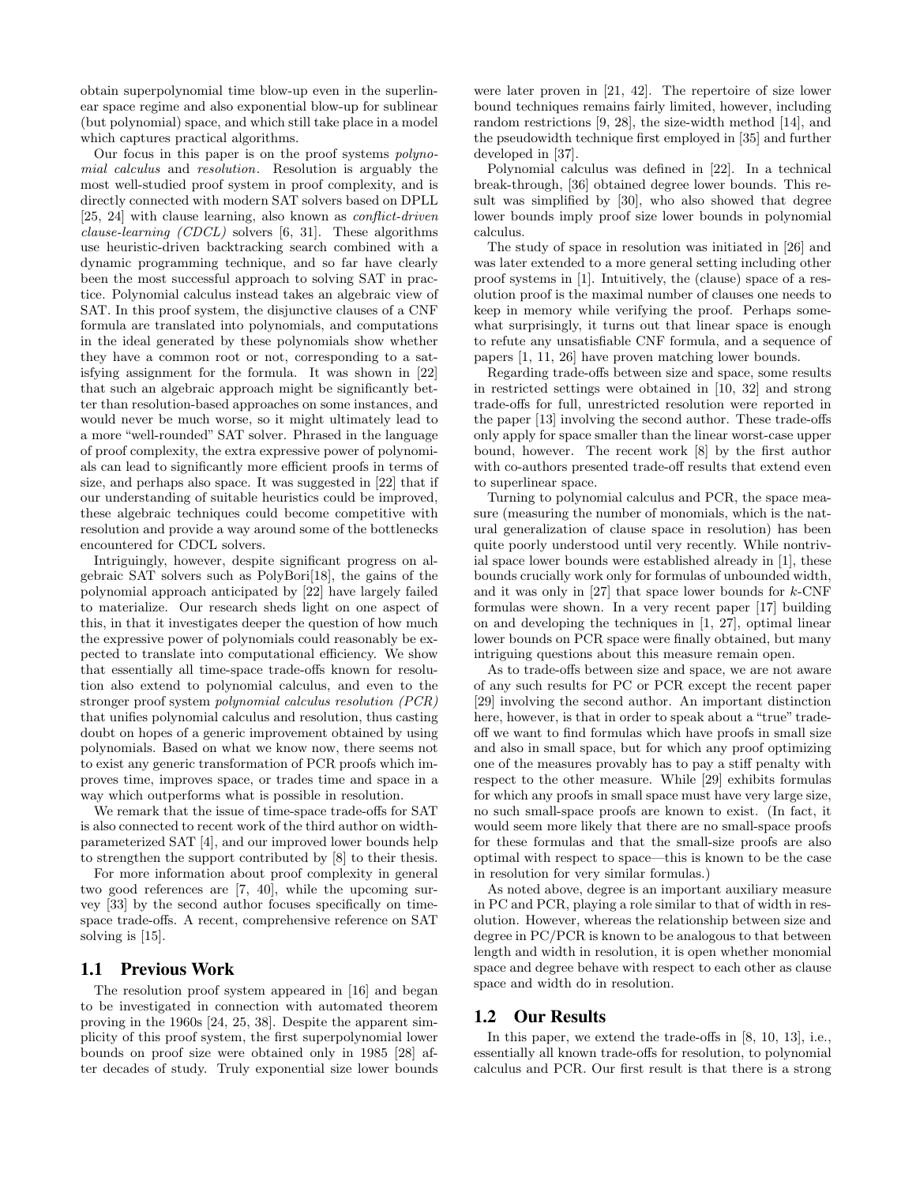obtain superpolynomial time blow-up even in the superlinear space regime and also exponential blow-up for sublinear (but polynomial) space, and which still take place in a model which captures practical algorithms.

Our focus in this paper is on the proof systems *polynomial calculus* and *resolution*. Resolution is arguably the most well-studied proof system in proof complexity, and is directly connected with modern SAT solvers based on DPLL [25, 24] with clause learning, also known as *conflict-driven clause-learning (CDCL)* solvers [6, 31]. These algorithms use heuristic-driven backtracking search combined with a dynamic programming technique, and so far have clearly been the most successful approach to solving SAT in practice. Polynomial calculus instead takes an algebraic view of SAT. In this proof system, the disjunctive clauses of a CNF formula are translated into polynomials, and computations in the ideal generated by these polynomials show whether they have a common root or not, corresponding to a satisfying assignment for the formula. It was shown in [22] that such an algebraic approach might be significantly better than resolution-based approaches on some instances, and would never be much worse, so it might ultimately lead to a more "well-rounded" SAT solver. Phrased in the language of proof complexity, the extra expressive power of polynomials can lead to significantly more efficient proofs in terms of size, and perhaps also space. It was suggested in [22] that if our understanding of suitable heuristics could be improved, these algebraic techniques could become competitive with resolution and provide a way around some of the bottlenecks encountered for CDCL solvers.

Intriguingly, however, despite significant progress on algebraic SAT solvers such as PolyBori[18], the gains of the polynomial approach anticipated by [22] have largely failed to materialize. Our research sheds light on one aspect of this, in that it investigates deeper the question of how much the expressive power of polynomials could reasonably be expected to translate into computational efficiency. We show that essentially all time-space trade-offs known for resolution also extend to polynomial calculus, and even to the stronger proof system *polynomial calculus resolution (PCR)* that unifies polynomial calculus and resolution, thus casting doubt on hopes of a generic improvement obtained by using polynomials. Based on what we know now, there seems not to exist any generic transformation of PCR proofs which improves time, improves space, or trades time and space in a way which outperforms what is possible in resolution.

We remark that the issue of time-space trade-offs for SAT is also connected to recent work of the third author on width-parameterized SAT [4], and our improved lower bounds help to strengthen the support contributed by [8] to their thesis.

For more information about proof complexity in general two good references are [7, 40], while the upcoming survey [33] by the second author focuses specifically on time-space trade-offs. A recent, comprehensive reference on SAT solving is [15].

## 1.1 Previous Work

The resolution proof system appeared in [16] and began to be investigated in connection with automated theorem proving in the 1960s [24, 25, 38]. Despite the apparent simplicity of this proof system, the first superpolynomial lower bounds on proof size were obtained only in 1985 [28] after decades of study. Truly exponential size lower bounds were later proven in [21, 42]. The repertoire of size lower bound techniques remains fairly limited, however, including random restrictions [9, 28], the size-width method [14], and the pseudowidth technique first employed in [35] and further developed in [37].

Polynomial calculus was defined in [22]. In a technical break-through, [36] obtained degree lower bounds. This result was simplified by [30], who also showed that degree lower bounds imply proof size lower bounds in polynomial calculus.

The study of space in resolution was initiated in [26] and was later extended to a more general setting including other proof systems in [1]. Intuitively, the (clause) space of a resolution proof is the maximal number of clauses one needs to keep in memory while verifying the proof. Perhaps somewhat surprisingly, it turns out that linear space is enough to refute any unsatisfiable CNF formula, and a sequence of papers [1, 11, 26] have proven matching lower bounds.

Regarding trade-offs between size and space, some results in restricted settings were obtained in [10, 32] and strong trade-offs for full, unrestricted resolution were reported in the paper [13] involving the second author. These trade-offs only apply for space smaller than the linear worst-case upper bound, however. The recent work [8] by the first author with co-authors presented trade-off results that extend even to superlinear space.

Turning to polynomial calculus and PCR, the space measure (measuring the number of monomials, which is the natural generalization of clause space in resolution) has been quite poorly understood until very recently. While nontrivial space lower bounds were established already in [1], these bounds crucially work only for formulas of unbounded width, and it was only in [27] that space lower bounds for $k$-CNF formulas were shown. In a very recent paper [17] building on and developing the techniques in [1, 27], optimal linear lower bounds on PCR space were finally obtained, but many intriguing questions about this measure remain open.

As to trade-offs between size and space, we are not aware of any such results for PC or PCR except the recent paper [29] involving the second author. An important distinction here, however, is that in order to speak about a "true" trade-off we want to find formulas which have proofs in small size and also in small space, but for which any proof optimizing one of the measures provably has to pay a stiff penalty with respect to the other measure. While [29] exhibits formulas for which any proofs in small space must have very large size, no such small-space proofs are known to exist. (In fact, it would seem more likely that there are no small-space proofs for these formulas and that the small-size proofs are also optimal with respect to space—this is known to be the case in resolution for very similar formulas.)

As noted above, degree is an important auxiliary measure in PC and PCR, playing a role similar to that of width in resolution. However, whereas the relationship between size and degree in PC/PCR is known to be analogous to that between length and width in resolution, it is open whether monomial space and degree behave with respect to each other as clause space and width do in resolution.

## 1.2 Our Results

In this paper, we extend the trade-offs in [8, 10, 13], i.e., essentially all known trade-offs for resolution, to polynomial calculus and PCR. Our first result is that there is a strong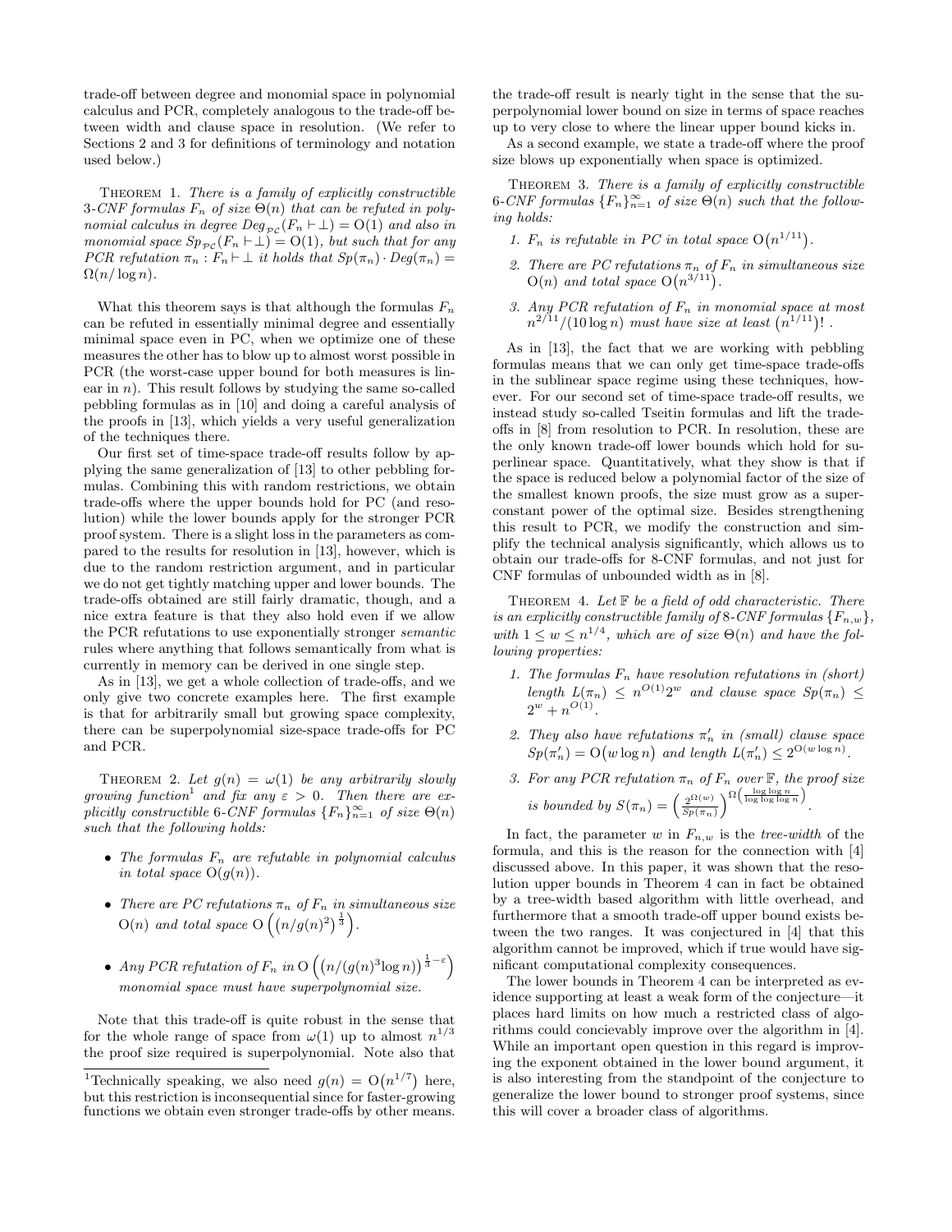trade-off between degree and monomial space in polynomial calculus and PCR, completely analogous to the trade-off between width and clause space in resolution. (We refer to Sections 2 and 3 for definitions of terminology and notation used below.)

Theorem 1. *There is a family of explicitly constructible 3-CNF formulas $F_n$ of size $\Theta(n)$ that can be refuted in polynomial calculus in degree $Deg_{\mathcal{PC}}(F_n \vdash \bot) = \mathrm{O}(1)$ and also in monomial space $Sp_{\mathcal{PC}}(F_n \vdash \bot) = \mathrm{O}(1)$, but such that for any PCR refutation $\pi_n : F_n \vdash \bot$ it holds that $Sp(\pi_n) \cdot Deg(\pi_n) = \Omega(n/\log n)$.*

What this theorem says is that although the formulas $F_n$ can be refuted in essentially minimal degree and essentially minimal space even in PC, when we optimize one of these measures the other has to blow up to almost worst possible in PCR (the worst-case upper bound for both measures is linear in $n$). This result follows by studying the same so-called pebbling formulas as in [10] and doing a careful analysis of the proofs in [13], which yields a very useful generalization of the techniques there.

Our first set of time-space trade-off results follow by applying the same generalization of [13] to other pebbling formulas. Combining this with random restrictions, we obtain trade-offs where the upper bounds hold for PC (and resolution) while the lower bounds apply for the stronger PCR proof system. There is a slight loss in the parameters as compared to the results for resolution in [13], however, which is due to the random restriction argument, and in particular we do not get tightly matching upper and lower bounds. The trade-offs obtained are still fairly dramatic, though, and a nice extra feature is that they also hold even if we allow the PCR refutations to use exponentially stronger *semantic* rules where anything that follows semantically from what is currently in memory can be derived in one single step.

As in [13], we get a whole collection of trade-offs, and we only give two concrete examples here. The first example is that for arbitrarily small but growing space complexity, there can be superpolynomial size-space trade-offs for PC and PCR.

Theorem 2. *Let $g(n) = \omega(1)$ be any arbitrarily slowly growing function*[1] *and fix any $\varepsilon > 0$. Then there are explicitly constructible 6-CNF formulas $\{F_n\}_{n=1}^{\infty}$ of size $\Theta(n)$ such that the following holds:*

- *The formulas $F_n$ are refutable in polynomial calculus in total space $\mathrm{O}(g(n))$.*
- *There are PC refutations $\pi_n$ of $F_n$ in simultaneous size $\mathrm{O}(n)$ and total space $\mathrm{O}\left(\left(n/g(n)^2\right)^{\frac{1}{3}}\right)$.*
- *Any PCR refutation of $F_n$ in $\mathrm{O}\left(\left(n/(g(n)^3 \log n)\right)^{\frac{1}{3}-\varepsilon}\right)$ monomial space must have superpolynomial size.*

Note that this trade-off is quite robust in the sense that for the whole range of space from $\omega(1)$ up to almost $n^{1/3}$ the proof size required is superpolynomial. Note also that the trade-off result is nearly tight in the sense that the superpolynomial lower bound on size in terms of space reaches up to very close to where the linear upper bound kicks in.

As a second example, we state a trade-off where the proof size blows up exponentially when space is optimized.

Theorem 3. *There is a family of explicitly constructible 6-CNF formulas $\{F_n\}_{n=1}^{\infty}$ of size $\Theta(n)$ such that the following holds:*

1. *$F_n$ is refutable in PC in total space $\mathrm{O}(n^{1/11})$.*
2. *There are PC refutations $\pi_n$ of $F_n$ in simultaneous size $\mathrm{O}(n)$ and total space $\mathrm{O}(n^{3/11})$.*
3. *Any PCR refutation of $F_n$ in monomial space at most $n^{2/11}/(10 \log n)$ must have size at least $(n^{1/11})!$ .*

As in [13], the fact that we are working with pebbling formulas means that we can only get time-space trade-offs in the sublinear space regime using these techniques, however. For our second set of time-space trade-off results, we instead study so-called Tseitin formulas and lift the trade-offs in [8] from resolution to PCR. In resolution, these are the only known trade-off lower bounds which hold for superlinear space. Quantitatively, what they show is that if the space is reduced below a polynomial factor of the size of the smallest known proofs, the size must grow as a superconstant power of the optimal size. Besides strengthening this result to PCR, we modify the construction and simplify the technical analysis significantly, which allows us to obtain our trade-offs for 8-CNF formulas, and not just for CNF formulas of unbounded width as in [8].

Theorem 4. *Let $\mathbb{F}$ be a field of odd characteristic. There is an explicitly constructible family of 8-CNF formulas $\{F_{n,w}\}$, with $1 \leq w \leq n^{1/4}$, which are of size $\Theta(n)$ and have the following properties:*

1. *The formulas $F_n$ have resolution refutations in (short) length $L(\pi_n) \leq n^{O(1)} 2^w$ and clause space $Sp(\pi_n) \leq 2^w + n^{O(1)}$.*
2. *They also have refutations $\pi'_n$ in (small) clause space $Sp(\pi'_n) = \mathrm{O}(w \log n)$ and length $L(\pi'_n) \leq 2^{\mathrm{O}(w \log n)}$.*
3. *For any PCR refutation $\pi_n$ of $F_n$ over $\mathbb{F}$, the proof size is bounded by $S(\pi_n) = \left(\frac{2^{\Omega(w)}}{Sp(\pi_n)}\right)^{\Omega\left(\frac{\log \log n}{\log \log \log n}\right)}$.*

In fact, the parameter $w$ in $F_{n,w}$ is the *tree-width* of the formula, and this is the reason for the connection with [4] discussed above. In this paper, it was shown that the resolution upper bounds in Theorem 4 can in fact be obtained by a tree-width based algorithm with little overhead, and furthermore that a smooth trade-off upper bound exists between the two ranges. It was conjectured in [4] that this algorithm cannot be improved, which if true would have significant computational complexity consequences.

The lower bounds in Theorem 4 can be interpreted as evidence supporting at least a weak form of the conjecture—it places hard limits on how much a restricted class of algorithms could concievably improve over the algorithm in [4]. While an important open question in this regard is improving the exponent obtained in the lower bound argument, it is also interesting from the standpoint of the conjecture to generalize the lower bound to stronger proof systems, since this will cover a broader class of algorithms.

[1] Technically speaking, we also need $g(n) = \mathrm{O}(n^{1/7})$ here, but this restriction is inconsequential since for faster-growing functions we obtain even stronger trade-offs by other means.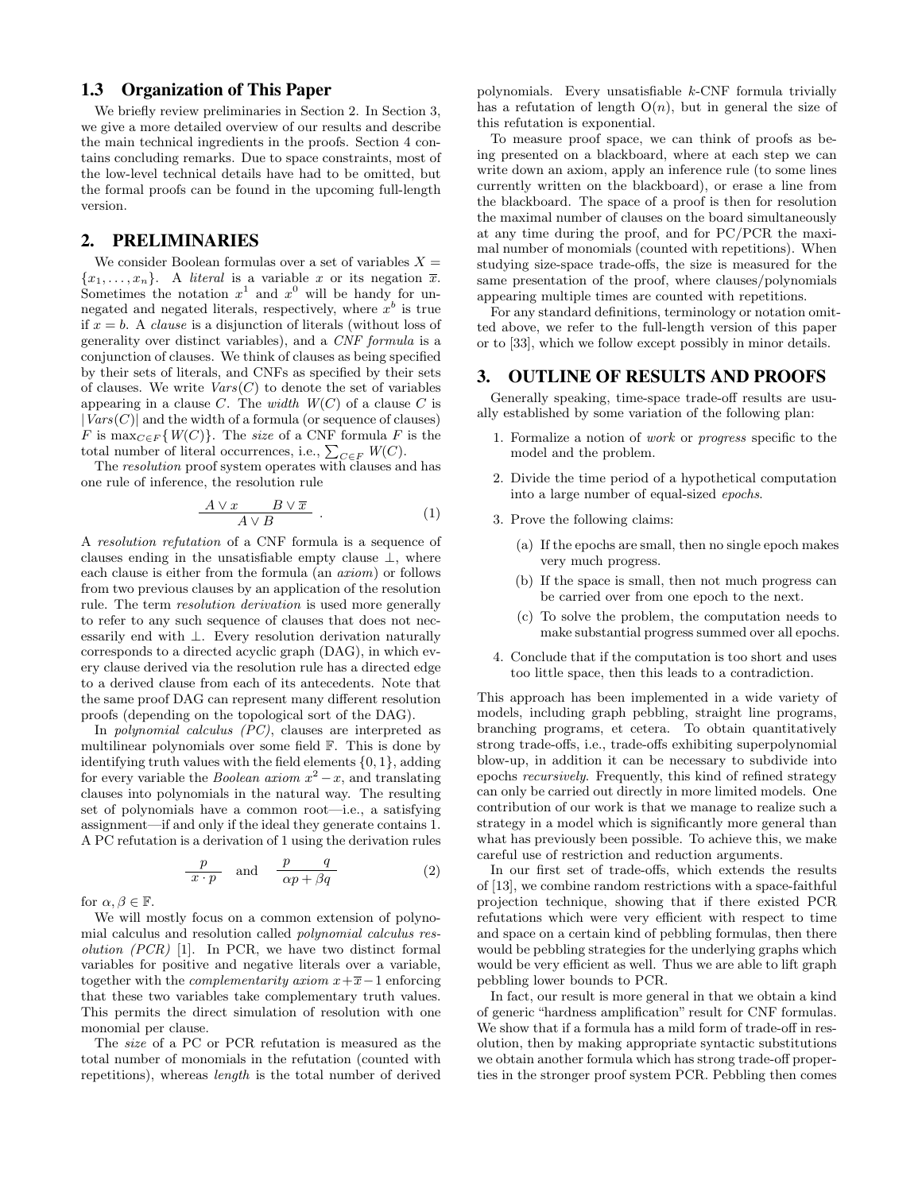### 1.3 Organization of This Paper

We briefly review preliminaries in Section 2. In Section 3, we give a more detailed overview of our results and describe the main technical ingredients in the proofs. Section 4 contains concluding remarks. Due to space constraints, most of the low-level technical details have had to be omitted, but the formal proofs can be found in the upcoming full-length version.

## 2. PRELIMINARIES

We consider Boolean formulas over a set of variables $X = \{x_1, \ldots, x_n\}$. A *literal* is a variable $x$ or its negation $\overline{x}$. Sometimes the notation $x^1$ and $x^0$ will be handy for unnegated and negated literals, respectively, where $x^b$ is true if $x = b$. A *clause* is a disjunction of literals (without loss of generality over distinct variables), and a *CNF formula* is a conjunction of clauses. We think of clauses as being specified by their sets of literals, and CNFs as specified by their sets of clauses. We write $Vars(C)$ to denote the set of variables appearing in a clause $C$. The *width* $W(C)$ of a clause $C$ is $|Vars(C)|$ and the width of a formula (or sequence of clauses) $F$ is $\max_{C \in F}\{W(C)\}$. The *size* of a CNF formula $F$ is the total number of literal occurrences, i.e., $\sum_{C \in F} W(C)$.

The *resolution* proof system operates with clauses and has one rule of inference, the resolution rule

$$\frac{A \vee x \qquad B \vee \overline{x}}{A \vee B} \ . \tag{1}$$

A *resolution refutation* of a CNF formula is a sequence of clauses ending in the unsatisfiable empty clause $\bot$, where each clause is either from the formula (an *axiom*) or follows from two previous clauses by an application of the resolution rule. The term *resolution derivation* is used more generally to refer to any such sequence of clauses that does not necessarily end with $\bot$. Every resolution derivation naturally corresponds to a directed acyclic graph (DAG), in which every clause derived via the resolution rule has a directed edge to a derived clause from each of its antecedents. Note that the same proof DAG can represent many different resolution proofs (depending on the topological sort of the DAG).

In *polynomial calculus (PC)*, clauses are interpreted as multilinear polynomials over some field $\mathbb{F}$. This is done by identifying truth values with the field elements $\{0, 1\}$, adding for every variable the *Boolean axiom* $x^2 - x$, and translating clauses into polynomials in the natural way. The resulting set of polynomials have a common root—i.e., a satisfying assignment—if and only if the ideal they generate contains 1. A PC refutation is a derivation of 1 using the derivation rules

$$\frac{p}{x \cdot p} \quad \text{and} \quad \frac{p \qquad q}{\alpha p + \beta q} \tag{2}$$

for $\alpha, \beta \in \mathbb{F}$.

We will mostly focus on a common extension of polynomial calculus and resolution called *polynomial calculus resolution (PCR)* [1]. In PCR, we have two distinct formal variables for positive and negative literals over a variable, together with the *complementarity axiom* $x + \overline{x} - 1$ enforcing that these two variables take complementary truth values. This permits the direct simulation of resolution with one monomial per clause.

The *size* of a PC or PCR refutation is measured as the total number of monomials in the refutation (counted with repetitions), whereas *length* is the total number of derived polynomials. Every unsatisfiable $k$-CNF formula trivially has a refutation of length $O(n)$, but in general the size of this refutation is exponential.

To measure proof space, we can think of proofs as being presented on a blackboard, where at each step we can write down an axiom, apply an inference rule (to some lines currently written on the blackboard), or erase a line from the blackboard. The space of a proof is then for resolution the maximal number of clauses on the board simultaneously at any time during the proof, and for PC/PCR the maximal number of monomials (counted with repetitions). When studying size-space trade-offs, the size is measured for the same presentation of the proof, where clauses/polynomials appearing multiple times are counted with repetitions.

For any standard definitions, terminology or notation omitted above, we refer to the full-length version of this paper or to [33], which we follow except possibly in minor details.

## 3. OUTLINE OF RESULTS AND PROOFS

Generally speaking, time-space trade-off results are usually established by some variation of the following plan:

1. Formalize a notion of *work* or *progress* specific to the model and the problem.
2. Divide the time period of a hypothetical computation into a large number of equal-sized *epochs*.
3. Prove the following claims:
   (a) If the epochs are small, then no single epoch makes very much progress.
   (b) If the space is small, then not much progress can be carried over from one epoch to the next.
   (c) To solve the problem, the computation needs to make substantial progress summed over all epochs.
4. Conclude that if the computation is too short and uses too little space, then this leads to a contradiction.

This approach has been implemented in a wide variety of models, including graph pebbling, straight line programs, branching programs, et cetera. To obtain quantitatively strong trade-offs, i.e., trade-offs exhibiting superpolynomial blow-up, in addition it can be necessary to subdivide into epochs *recursively*. Frequently, this kind of refined strategy can only be carried out directly in more limited models. One contribution of our work is that we manage to realize such a strategy in a model which is significantly more general than what has previously been possible. To achieve this, we make careful use of restriction and reduction arguments.

In our first set of trade-offs, which extends the results of [13], we combine random restrictions with a space-faithful projection technique, showing that if there existed PCR refutations which were very efficient with respect to time and space on a certain kind of pebbling formulas, then there would be pebbling strategies for the underlying graphs which would be very efficient as well. Thus we are able to lift graph pebbling lower bounds to PCR.

In fact, our result is more general in that we obtain a kind of generic "hardness amplification" result for CNF formulas. We show that if a formula has a mild form of trade-off in resolution, then by making appropriate syntactic substitutions we obtain another formula which has strong trade-off properties in the stronger proof system PCR. Pebbling then comes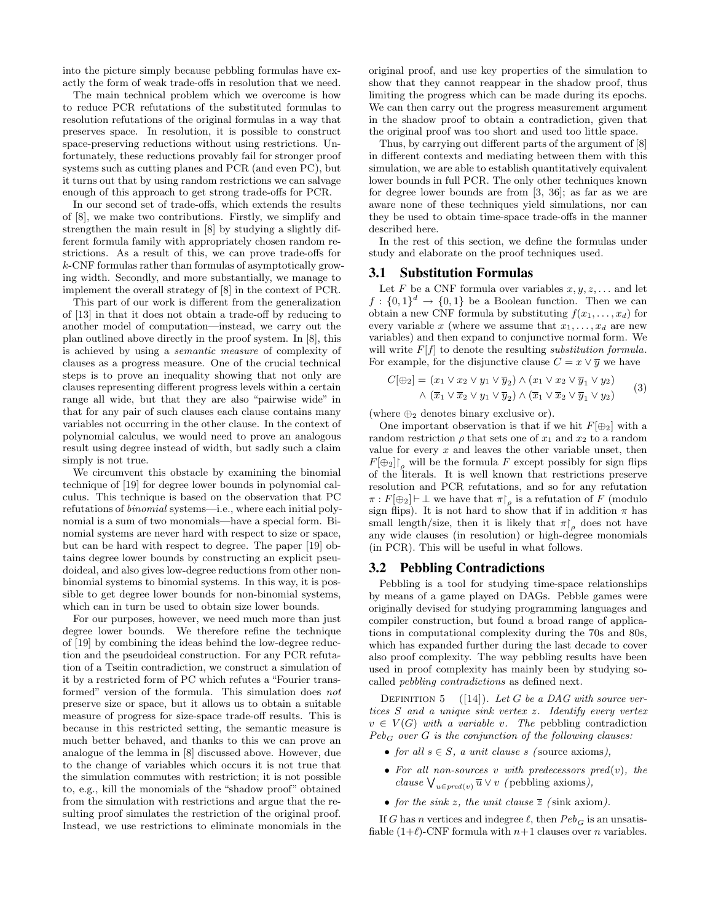into the picture simply because pebbling formulas have exactly the form of weak trade-offs in resolution that we need.

The main technical problem which we overcome is how to reduce PCR refutations of the substituted formulas to resolution refutations of the original formulas in a way that preserves space. In resolution, it is possible to construct space-preserving reductions without using restrictions. Unfortunately, these reductions provably fail for stronger proof systems such as cutting planes and PCR (and even PC), but it turns out that by using random restrictions we can salvage enough of this approach to get strong trade-offs for PCR.

In our second set of trade-offs, which extends the results of [8], we make two contributions. Firstly, we simplify and strengthen the main result in [8] by studying a slightly different formula family with appropriately chosen random restrictions. As a result of this, we can prove trade-offs for $k$-CNF formulas rather than formulas of asymptotically growing width. Secondly, and more substantially, we manage to implement the overall strategy of [8] in the context of PCR.

This part of our work is different from the generalization of [13] in that it does not obtain a trade-off by reducing to another model of computation—instead, we carry out the plan outlined above directly in the proof system. In [8], this is achieved by using a *semantic measure* of complexity of clauses as a progress measure. One of the crucial technical steps is to prove an inequality showing that not only are clauses representing different progress levels within a certain range all wide, but that they are also "pairwise wide" in that for any pair of such clauses each clause contains many variables not occurring in the other clause. In the context of polynomial calculus, we would need to prove an analogous result using degree instead of width, but sadly such a claim simply is not true.

We circumvent this obstacle by examining the binomial technique of [19] for degree lower bounds in polynomial calculus. This technique is based on the observation that PC refutations of *binomial* systems—i.e., where each initial polynomial is a sum of two monomials—have a special form. Binomial systems are never hard with respect to size or space, but can be hard with respect to degree. The paper [19] obtains degree lower bounds by constructing an explicit pseudoideal, and also gives low-degree reductions from other non-binomial systems to binomial systems. In this way, it is possible to get degree lower bounds for non-binomial systems, which can in turn be used to obtain size lower bounds.

For our purposes, however, we need much more than just degree lower bounds. We therefore refine the technique of [19] by combining the ideas behind the low-degree reduction and the pseudoideal construction. For any PCR refutation of a Tseitin contradiction, we construct a simulation of it by a restricted form of PC which refutes a "Fourier transformed" version of the formula. This simulation does *not* preserve size or space, but it allows us to obtain a suitable measure of progress for size-space trade-off results. This is because in this restricted setting, the semantic measure is much better behaved, and thanks to this we can prove an analogue of the lemma in [8] discussed above. However, due to the change of variables which occurs it is not true that the simulation commutes with restriction; it is not possible to, e.g., kill the monomials of the "shadow proof" obtained from the simulation with restrictions and argue that the resulting proof simulates the restriction of the original proof. Instead, we use restrictions to eliminate monomials in the original proof, and use key properties of the simulation to show that they cannot reappear in the shadow proof, thus limiting the progress which can be made during its epochs. We can then carry out the progress measurement argument in the shadow proof to obtain a contradiction, given that the original proof was too short and used too little space.

Thus, by carrying out different parts of the argument of [8] in different contexts and mediating between them with this simulation, we are able to establish quantitatively equivalent lower bounds in full PCR. The only other techniques known for degree lower bounds are from [3, 36]; as far as we are aware none of these techniques yield simulations, nor can they be used to obtain time-space trade-offs in the manner described here.

In the rest of this section, we define the formulas under study and elaborate on the proof techniques used.

## 3.1 Substitution Formulas

Let $F$ be a CNF formula over variables $x, y, z, \ldots$ and let $f : \{0,1\}^d \to \{0,1\}$ be a Boolean function. Then we can obtain a new CNF formula by substituting $f(x_1, \ldots, x_d)$ for every variable $x$ (where we assume that $x_1, \ldots, x_d$ are new variables) and then expand to conjunctive normal form. We will write $F[f]$ to denote the resulting *substitution formula*. For example, for the disjunctive clause $C = x \vee \overline{y}$ we have

$$C[\oplus_2] = (x_1 \vee x_2 \vee y_1 \vee \overline{y}_2) \wedge (x_1 \vee x_2 \vee \overline{y}_1 \vee y_2) \wedge (\overline{x}_1 \vee \overline{x}_2 \vee y_1 \vee \overline{y}_2) \wedge (\overline{x}_1 \vee \overline{x}_2 \vee \overline{y}_1 \vee y_2) \tag{3}$$

(where $\oplus_2$ denotes binary exclusive or).

One important observation is that if we hit $F[\oplus_2]$ with a random restriction $\rho$ that sets one of $x_1$ and $x_2$ to a random value for every $x$ and leaves the other variable unset, then $F[\oplus_2]\!\restriction_\rho$ will be the formula $F$ except possibly for sign flips of the literals. It is well known that restrictions preserve resolution and PCR refutations, and so for any refutation $\pi : F[\oplus_2] \vdash \bot$ we have that $\pi\!\restriction_\rho$ is a refutation of $F$ (modulo sign flips). It is not hard to show that if in addition $\pi$ has small length/size, then it is likely that $\pi\!\restriction_\rho$ does not have any wide clauses (in resolution) or high-degree monomials (in PCR). This will be useful in what follows.

## 3.2 Pebbling Contradictions

Pebbling is a tool for studying time-space relationships by means of a game played on DAGs. Pebble games were originally devised for studying programming languages and compiler construction, but found a broad range of applications in computational complexity during the 70s and 80s, which has expanded further during the last decade to cover also proof complexity. The way pebbling results have been used in proof complexity has mainly been by studying so-called *pebbling contradictions* as defined next.

Definition 5 ([14]). *Let $G$ be a DAG with source vertices $S$ and a unique sink vertex $z$. Identify every vertex $v \in V(G)$ with a variable $v$. The* pebbling contradiction *$Peb_G$ over $G$ is the conjunction of the following clauses:*

- *for all $s \in S$, a unit clause $s$ (*source axioms*),*
- *For all non-sources $v$ with predecessors $pred(v)$, the clause $\bigvee_{u \in pred(v)} \overline{u} \vee v$ (*pebbling axioms*),*
- *for the sink $z$, the unit clause $\overline{z}$ (*sink axiom*).*

If $G$ has $n$ vertices and indegree $\ell$, then $Peb_G$ is an unsatisfiable $(1+\ell)$-CNF formula with $n+1$ clauses over $n$ variables.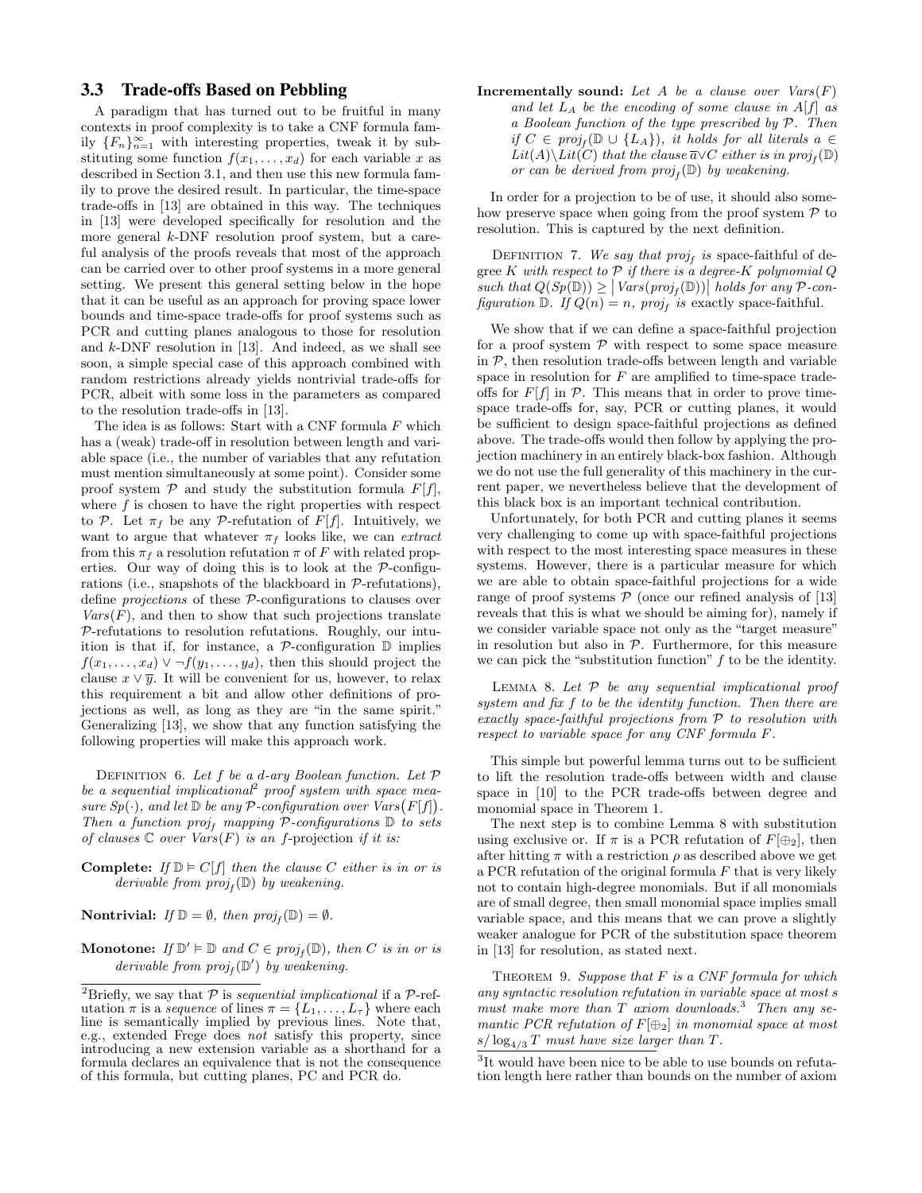### 3.3 Trade-offs Based on Pebbling

A paradigm that has turned out to be fruitful in many contexts in proof complexity is to take a CNF formula family $\{F_n\}_{n=1}^{\infty}$ with interesting properties, tweak it by substituting some function $f(x_1, \ldots, x_d)$ for each variable $x$ as described in Section 3.1, and then use this new formula family to prove the desired result. In particular, the time-space trade-offs in [13] are obtained in this way. The techniques in [13] were developed specifically for resolution and the more general $k$-DNF resolution proof system, but a careful analysis of the proofs reveals that most of the approach can be carried over to other proof systems in a more general setting. We present this general setting below in the hope that it can be useful as an approach for proving space lower bounds and time-space trade-offs for proof systems such as PCR and cutting planes analogous to those for resolution and $k$-DNF resolution in [13]. And indeed, as we shall see soon, a simple special case of this approach combined with random restrictions already yields nontrivial trade-offs for PCR, albeit with some loss in the parameters as compared to the resolution trade-offs in [13].

The idea is as follows: Start with a CNF formula $F$ which has a (weak) trade-off in resolution between length and variable space (i.e., the number of variables that any refutation must mention simultaneously at some point). Consider some proof system $\mathcal{P}$ and study the substitution formula $F[f]$, where $f$ is chosen to have the right properties with respect to $\mathcal{P}$. Let $\pi_f$ be any $\mathcal{P}$-refutation of $F[f]$. Intuitively, we want to argue that whatever $\pi_f$ looks like, we can *extract* from this $\pi_f$ a resolution refutation $\pi$ of $F$ with related properties. Our way of doing this is to look at the $\mathcal{P}$-configurations (i.e., snapshots of the blackboard in $\mathcal{P}$-refutations), define *projections* of these $\mathcal{P}$-configurations to clauses over $Vars(F)$, and then to show that such projections translate $\mathcal{P}$-refutations to resolution refutations. Roughly, our intuition is that if, for instance, a $\mathcal{P}$-configuration $\mathbb{D}$ implies $f(x_1, \ldots, x_d) \vee \neg f(y_1, \ldots, y_d)$, then this should project the clause $x \vee \overline{y}$. It will be convenient for us, however, to relax this requirement a bit and allow other definitions of projections as well, as long as they are "in the same spirit." Generalizing [13], we show that any function satisfying the following properties will make this approach work.

Definition 6. *Let $f$ be a $d$-ary Boolean function. Let $\mathcal{P}$ be a sequential implicational[2] proof system with space measure $Sp(\cdot)$, and let $\mathbb{D}$ be any $\mathcal{P}$-configuration over $Vars\big(F[f]\big)$. Then a function $proj_f$ mapping $\mathcal{P}$-configurations $\mathbb{D}$ to sets of clauses $\mathbb{C}$ over $Vars(F)$ is an $f$-projection if it is:*

**Complete:** *If $\mathbb{D} \vDash C[f]$ then the clause $C$ either is in or is derivable from $proj_f(\mathbb{D})$ by weakening.*

**Nontrivial:** *If $\mathbb{D} = \emptyset$, then $proj_f(\mathbb{D}) = \emptyset$.*

**Monotone:** *If $\mathbb{D}' \vDash \mathbb{D}$ and $C \in proj_f(\mathbb{D})$, then $C$ is in or is derivable from $proj_f(\mathbb{D}')$ by weakening.*

**Incrementally sound:** *Let $A$ be a clause over $Vars(F)$ and let $L_A$ be the encoding of some clause in $A[f]$ as a Boolean function of the type prescribed by $\mathcal{P}$. Then if $C \in proj_f(\mathbb{D} \cup \{L_A\})$, it holds for all literals $a \in Lit(A) \setminus Lit(C)$ that the clause $\overline{a} \vee C$ either is in $proj_f(\mathbb{D})$ or can be derived from $proj_f(\mathbb{D})$ by weakening.*

In order for a projection to be of use, it should also somehow preserve space when going from the proof system $\mathcal{P}$ to resolution. This is captured by the next definition.

Definition 7. *We say that $proj_f$ is* space-faithful *of degree $K$ with respect to $\mathcal{P}$ if there is a degree-$K$ polynomial $Q$ such that $Q(Sp(\mathbb{D})) \geq \big|Vars(proj_f(\mathbb{D}))\big|$ holds for any $\mathcal{P}$-configuration $\mathbb{D}$. If $Q(n) = n$, $proj_f$ is* exactly space-faithful*.*

We show that if we can define a space-faithful projection for a proof system $\mathcal{P}$ with respect to some space measure in $\mathcal{P}$, then resolution trade-offs between length and variable space in resolution for $F$ are amplified to time-space trade-offs for $F[f]$ in $\mathcal{P}$. This means that in order to prove time-space trade-offs for, say, PCR or cutting planes, it would be sufficient to design space-faithful projections as defined above. The trade-offs would then follow by applying the projection machinery in an entirely black-box fashion. Although we do not use the full generality of this machinery in the current paper, we nevertheless believe that the development of this black box is an important technical contribution.

Unfortunately, for both PCR and cutting planes it seems very challenging to come up with space-faithful projections with respect to the most interesting space measures in these systems. However, there is a particular measure for which we are able to obtain space-faithful projections for a wide range of proof systems $\mathcal{P}$ (once our refined analysis of [13] reveals that this is what we should be aiming for), namely if we consider variable space not only as the "target measure" in resolution but also in $\mathcal{P}$. Furthermore, for this measure we can pick the "substitution function" $f$ to be the identity.

Lemma 8. *Let $\mathcal{P}$ be any sequential implicational proof system and fix $f$ to be the identity function. Then there are exactly space-faithful projections from $\mathcal{P}$ to resolution with respect to variable space for any CNF formula $F$.*

This simple but powerful lemma turns out to be sufficient to lift the resolution trade-offs between width and clause space in [10] to the PCR trade-offs between degree and monomial space in Theorem 1.

The next step is to combine Lemma 8 with substitution using exclusive or. If $\pi$ is a PCR refutation of $F[\oplus_2]$, then after hitting $\pi$ with a restriction $\rho$ as described above we get a PCR refutation of the original formula $F$ that is very likely not to contain high-degree monomials. But if all monomials are of small degree, then small monomial space implies small variable space, and this means that we can prove a slightly weaker analogue for PCR of the substitution space theorem in [13] for resolution, as stated next.

Theorem 9. *Suppose that $F$ is a CNF formula for which any syntactic resolution refutation in variable space at most $s$ must make more than $T$ axiom downloads.[3] Then any semantic PCR refutation of $F[\oplus_2]$ in monomial space at most $s/\log_{4/3} T$ must have size larger than $T$.*

[2]Briefly, we say that $\mathcal{P}$ is *sequential implicational* if a $\mathcal{P}$-refutation $\pi$ is a *sequence* of lines $\pi = \{L_1, \ldots, L_\tau\}$ where each line is semantically implied by previous lines. Note that, e.g., extended Frege does *not* satisfy this property, since introducing a new extension variable as a shorthand for a formula declares an equivalence that is not the consequence of this formula, but cutting planes, PC and PCR do.

[3]It would have been nice to be able to use bounds on refutation length here rather than bounds on the number of axiom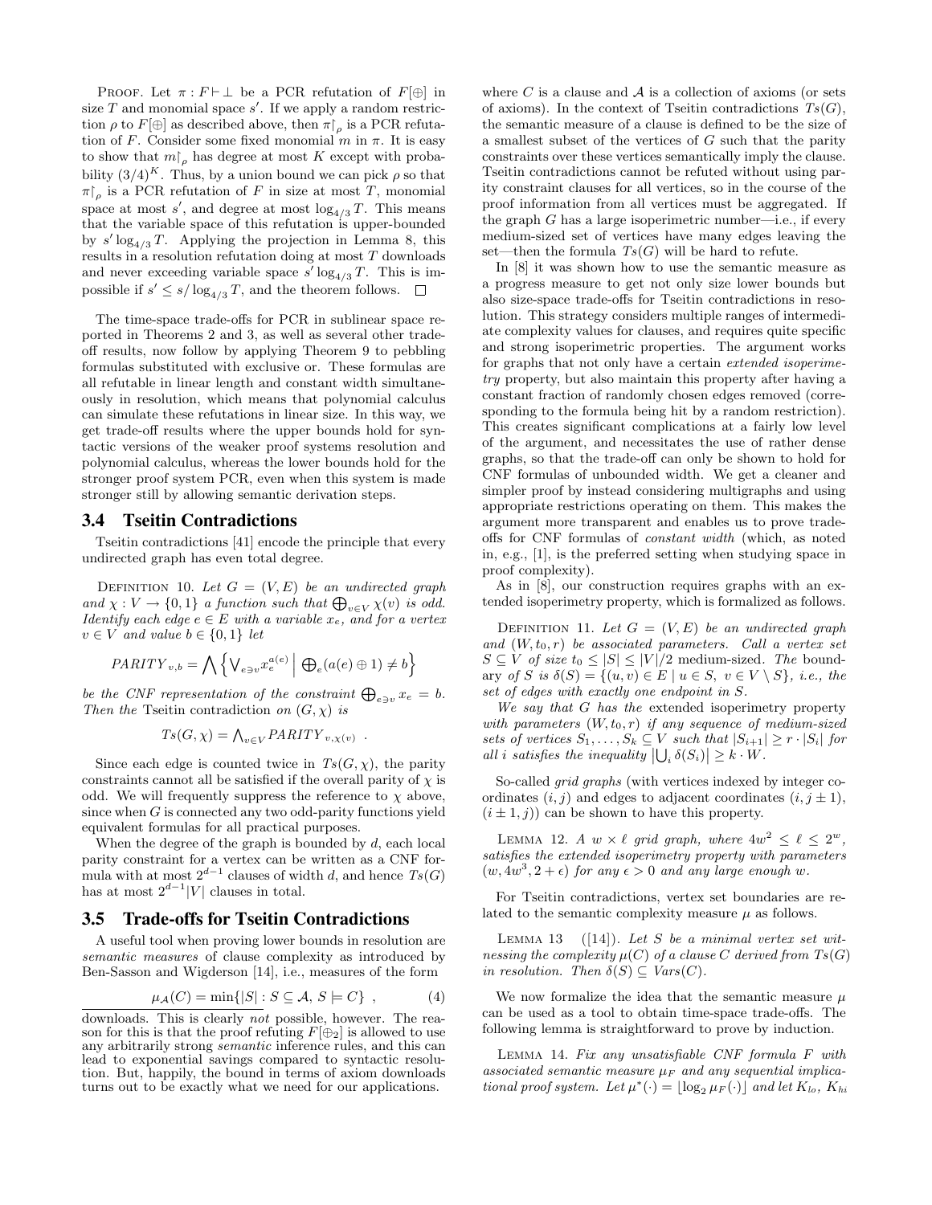PROOF. Let $\pi : F \vdash \bot$ be a PCR refutation of $F[\oplus]$ in size $T$ and monomial space $s'$. If we apply a random restriction $\rho$ to $F[\oplus]$ as described above, then $\pi\!\upharpoonright_\rho$ is a PCR refutation of $F$. Consider some fixed monomial $m$ in $\pi$. It is easy to show that $m\!\upharpoonright_\rho$ has degree at most $K$ except with probability $(3/4)^K$. Thus, by a union bound we can pick $\rho$ so that $\pi\!\upharpoonright_\rho$ is a PCR refutation of $F$ in size at most $T$, monomial space at most $s'$, and degree at most $\log_{4/3} T$. This means that the variable space of this refutation is upper-bounded by $s' \log_{4/3} T$. Applying the projection in Lemma 8, this results in a resolution refutation doing at most $T$ downloads and never exceeding variable space $s' \log_{4/3} T$. This is impossible if $s' \leq s / \log_{4/3} T$, and the theorem follows. □

The time-space trade-offs for PCR in sublinear space reported in Theorems 2 and 3, as well as several other trade-off results, now follow by applying Theorem 9 to pebbling formulas substituted with exclusive or. These formulas are all refutable in linear length and constant width simultaneously in resolution, which means that polynomial calculus can simulate these refutations in linear size. In this way, we get trade-off results where the upper bounds hold for syntactic versions of the weaker proof systems resolution and polynomial calculus, whereas the lower bounds hold for the stronger proof system PCR, even when this system is made stronger still by allowing semantic derivation steps.

### 3.4 Tseitin Contradictions

Tseitin contradictions [41] encode the principle that every undirected graph has even total degree.

DEFINITION 10. *Let $G = (V, E)$ be an undirected graph and $\chi : V \to \{0, 1\}$ a function such that $\bigoplus_{v \in V} \chi(v)$ is odd. Identify each edge $e \in E$ with a variable $x_e$, and for a vertex $v \in V$ and value $b \in \{0, 1\}$ let*

$$PARITY_{v,b} = \bigwedge \left\{ \bigvee_{e \ni v} x_e^{a(e)} \;\middle|\; \bigoplus_e (a(e) \oplus 1) \neq b \right\}$$

*be the CNF representation of the constraint $\bigoplus_{e \ni v} x_e = b$. Then the* Tseitin contradiction *on $(G, \chi)$ is*

$$Ts(G, \chi) = \bigwedge_{v \in V} PARITY_{v, \chi(v)} \ .$$

Since each edge is counted twice in $Ts(G, \chi)$, the parity constraints cannot all be satisfied if the overall parity of $\chi$ is odd. We will frequently suppress the reference to $\chi$ above, since when $G$ is connected any two odd-parity functions yield equivalent formulas for all practical purposes.

When the degree of the graph is bounded by $d$, each local parity constraint for a vertex can be written as a CNF formula with at most $2^{d-1}$ clauses of width $d$, and hence $Ts(G)$ has at most $2^{d-1}|V|$ clauses in total.

### 3.5 Trade-offs for Tseitin Contradictions

A useful tool when proving lower bounds in resolution are *semantic measures* of clause complexity as introduced by Ben-Sasson and Wigderson [14], i.e., measures of the form

$$\mu_{\mathcal{A}}(C) = \min\{|S| : S \subseteq \mathcal{A},\ S \models C\} \ , \tag{4}$$

downloads. This is clearly *not* possible, however. The reason for this is that the proof refuting $F[\oplus_2]$ is allowed to use any arbitrarily strong *semantic* inference rules, and this can lead to exponential savings compared to syntactic resolution. But, happily, the bound in terms of axiom downloads turns out to be exactly what we need for our applications.

where $C$ is a clause and $\mathcal{A}$ is a collection of axioms (or sets of axioms). In the context of Tseitin contradictions $Ts(G)$, the semantic measure of a clause is defined to be the size of a smallest subset of the vertices of $G$ such that the parity constraints over these vertices semantically imply the clause. Tseitin contradictions cannot be refuted without using parity constraint clauses for all vertices, so in the course of the proof information from all vertices must be aggregated. If the graph $G$ has a large isoperimetric number—i.e., if every medium-sized set of vertices have many edges leaving the set—then the formula $Ts(G)$ will be hard to refute.

In [8] it was shown how to use the semantic measure as a progress measure to get not only size lower bounds but also size-space trade-offs for Tseitin contradictions in resolution. This strategy considers multiple ranges of intermediate complexity values for clauses, and requires quite specific and strong isoperimetric properties. The argument works for graphs that not only have a certain *extended isoperimetry* property, but also maintain this property after having a constant fraction of randomly chosen edges removed (corresponding to the formula being hit by a random restriction). This creates significant complications at a fairly low level of the argument, and necessitates the use of rather dense graphs, so that the trade-off can only be shown to hold for CNF formulas of unbounded width. We get a cleaner and simpler proof by instead considering multigraphs and using appropriate restrictions operating on them. This makes the argument more transparent and enables us to prove trade-offs for CNF formulas of *constant width* (which, as noted in, e.g., [1], is the preferred setting when studying space in proof complexity).

As in [8], our construction requires graphs with an extended isoperimetry property, which is formalized as follows.

DEFINITION 11. *Let $G = (V, E)$ be an undirected graph and $(W, t_0, r)$ be associated parameters. Call a vertex set $S \subseteq V$ of size $t_0 \leq |S| \leq |V|/2$ medium-sized. The* boundary *of $S$ is $\delta(S) = \{(u, v) \in E \mid u \in S,\ v \in V \setminus S\}$, i.e., the set of edges with exactly one endpoint in $S$.*

*We say that $G$ has the* extended isoperimetry property *with parameters $(W, t_0, r)$ if any sequence of medium-sized sets of vertices $S_1, \ldots, S_k \subseteq V$ such that $|S_{i+1}| \geq r \cdot |S_i|$ for all $i$ satisfies the inequality $\left|\bigcup_i \delta(S_i)\right| \geq k \cdot W$.*

So-called *grid graphs* (with vertices indexed by integer coordinates $(i, j)$ and edges to adjacent coordinates $(i, j \pm 1)$, $(i \pm 1, j)$) can be shown to have this property.

LEMMA 12. *A $w \times \ell$ grid graph, where $4w^2 \leq \ell \leq 2^w$, satisfies the extended isoperimetry property with parameters $(w, 4w^3, 2 + \epsilon)$ for any $\epsilon > 0$ and any large enough $w$.*

For Tseitin contradictions, vertex set boundaries are related to the semantic complexity measure $\mu$ as follows.

LEMMA 13 ([14]). *Let $S$ be a minimal vertex set witnessing the complexity $\mu(C)$ of a clause $C$ derived from $Ts(G)$ in resolution. Then $\delta(S) \subseteq Vars(C)$.*

We now formalize the idea that the semantic measure $\mu$ can be used as a tool to obtain time-space trade-offs. The following lemma is straightforward to prove by induction.

LEMMA 14. *Fix any unsatisfiable CNF formula $F$ with associated semantic measure $\mu_F$ and any sequential implicational proof system. Let $\mu^*(\cdot) = \lfloor \log_2 \mu_F(\cdot) \rfloor$ and let $K_{lo}$, $K_{hi}$*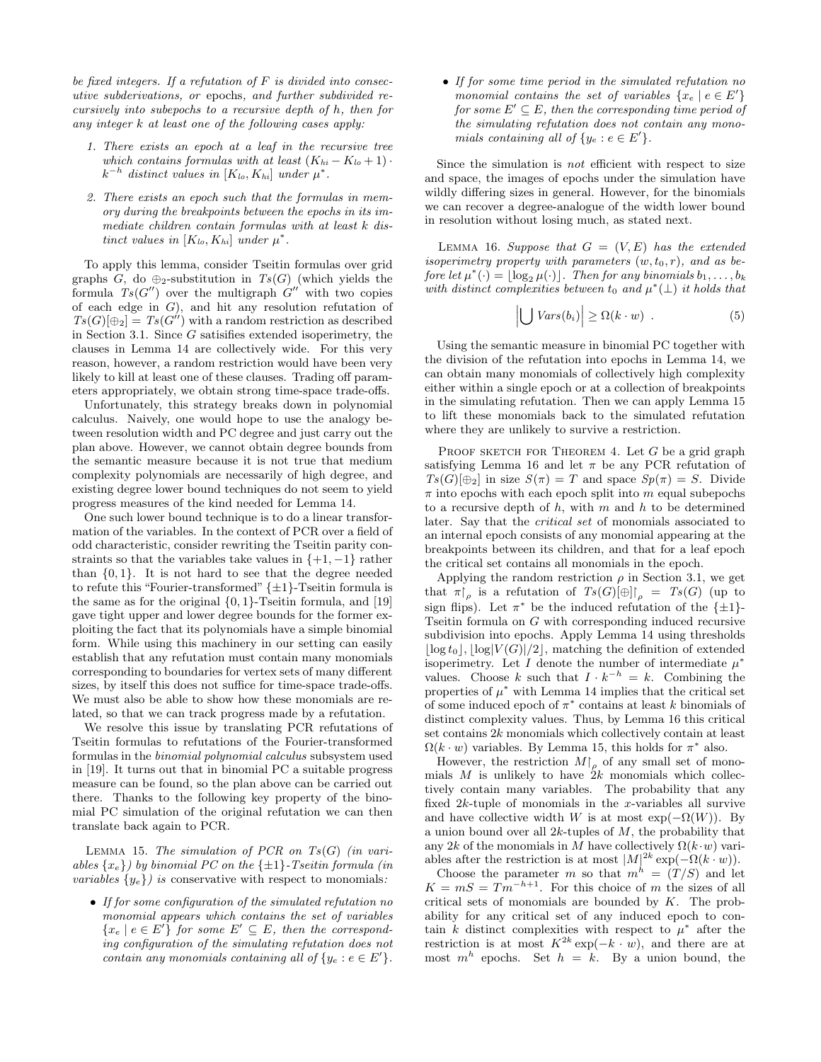*be fixed integers. If a refutation of $F$ is divided into consecutive subderivations, or* epochs*, and further subdivided recursively into subepochs to a recursive depth of $h$, then for any integer $k$ at least one of the following cases apply:*

1. *There exists an epoch at a leaf in the recursive tree which contains formulas with at least $(K_{hi} - K_{lo} + 1) \cdot k^{-h}$ distinct values in $[K_{lo}, K_{hi}]$ under $\mu^*$.*
2. *There exists an epoch such that the formulas in memory during the breakpoints between the epochs in its immediate children contain formulas with at least $k$ distinct values in $[K_{lo}, K_{hi}]$ under $\mu^*$.*

To apply this lemma, consider Tseitin formulas over grid graphs $G$, do $\oplus_2$-substitution in $Ts(G)$ (which yields the formula $Ts(G'')$ over the multigraph $G''$ with two copies of each edge in $G$), and hit any resolution refutation of $Ts(G)[\oplus_2] = Ts(G'')$ with a random restriction as described in Section 3.1. Since $G$ satisifies extended isoperimetry, the clauses in Lemma 14 are collectively wide. For this very reason, however, a random restriction would have been very likely to kill at least one of these clauses. Trading off parameters appropriately, we obtain strong time-space trade-offs.

Unfortunately, this strategy breaks down in polynomial calculus. Naively, one would hope to use the analogy between resolution width and PC degree and just carry out the plan above. However, we cannot obtain degree bounds from the semantic measure because it is not true that medium complexity polynomials are necessarily of high degree, and existing degree lower bound techniques do not seem to yield progress measures of the kind needed for Lemma 14.

One such lower bound technique is to do a linear transformation of the variables. In the context of PCR over a field of odd characteristic, consider rewriting the Tseitin parity constraints so that the variables take values in $\{+1, -1\}$ rather than $\{0, 1\}$. It is not hard to see that the degree needed to refute this "Fourier-transformed" $\{\pm 1\}$-Tseitin formula is the same as for the original $\{0, 1\}$-Tseitin formula, and [19] gave tight upper and lower degree bounds for the former exploiting the fact that its polynomials have a simple binomial form. While using this machinery in our setting can easily establish that any refutation must contain many monomials corresponding to boundaries for vertex sets of many different sizes, by itself this does not suffice for time-space trade-offs. We must also be able to show how these monomials are related, so that we can track progress made by a refutation.

We resolve this issue by translating PCR refutations of Tseitin formulas to refutations of the Fourier-transformed formulas in the *binomial polynomial calculus* subsystem used in [19]. It turns out that in binomial PC a suitable progress measure can be found, so the plan above can be carried out there. Thanks to the following key property of the binomial PC simulation of the original refutation we can then translate back again to PCR.

Lemma 15. *The simulation of PCR on $Ts(G)$ (in variables $\{x_e\}$) by binomial PC on the $\{\pm 1\}$-Tseitin formula (in variables $\{y_e\}$) is* conservative *with respect to monomials:*

- *If for some configuration of the simulated refutation no monomial appears which contains the set of variables $\{x_e \mid e \in E'\}$ for some $E' \subseteq E$, then the corresponding configuration of the simulating refutation does not contain any monomials containing all of $\{y_e : e \in E'\}$.*
- *If for some time period in the simulated refutation no monomial contains the set of variables $\{x_e \mid e \in E'\}$ for some $E' \subseteq E$, then the corresponding time period of the simulating refutation does not contain any monomials containing all of $\{y_e : e \in E'\}$.*

Since the simulation is *not* efficient with respect to size and space, the images of epochs under the simulation have wildly differing sizes in general. However, for the binomials we can recover a degree-analogue of the width lower bound in resolution without losing much, as stated next.

Lemma 16. *Suppose that $G = (V, E)$ has the extended isoperimetry property with parameters $(w, t_0, r)$, and as before let $\mu^*(\cdot) = \lfloor \log_2 \mu(\cdot) \rfloor$. Then for any binomials $b_1, \ldots, b_k$ with distinct complexities between $t_0$ and $\mu^*(\bot)$ it holds that*

$$\left| \bigcup Vars(b_i) \right| \geq \Omega(k \cdot w) \ . \tag{5}$$

Using the semantic measure in binomial PC together with the division of the refutation into epochs in Lemma 14, we can obtain many monomials of collectively high complexity either within a single epoch or at a collection of breakpoints in the simulating refutation. Then we can apply Lemma 15 to lift these monomials back to the simulated refutation where they are unlikely to survive a restriction.

Proof sketch for Theorem 4. Let $G$ be a grid graph satisfying Lemma 16 and let $\pi$ be any PCR refutation of $Ts(G)[\oplus_2]$ in size $S(\pi) = T$ and space $Sp(\pi) = S$. Divide $\pi$ into epochs with each epoch split into $m$ equal subepochs to a recursive depth of $h$, with $m$ and $h$ to be determined later. Say that the *critical set* of monomials associated to an internal epoch consists of any monomial appearing at the breakpoints between its children, and that for a leaf epoch the critical set contains all monomials in the epoch.

Applying the random restriction $\rho$ in Section 3.1, we get that $\pi\!\restriction_\rho$ is a refutation of $Ts(G)[\oplus]\!\restriction_\rho = Ts(G)$ (up to sign flips). Let $\pi^*$ be the induced refutation of the $\{\pm 1\}$-Tseitin formula on $G$ with corresponding induced recursive subdivision into epochs. Apply Lemma 14 using thresholds $\lfloor \log t_0 \rfloor, \lfloor \log |V(G)|/2 \rfloor$, matching the definition of extended isoperimetry. Let $I$ denote the number of intermediate $\mu^*$ values. Choose $k$ such that $I \cdot k^{-h} = k$. Combining the properties of $\mu^*$ with Lemma 14 implies that the critical set of some induced epoch of $\pi^*$ contains at least $k$ binomials of distinct complexity values. Thus, by Lemma 16 this critical set contains $2k$ monomials which collectively contain at least $\Omega(k \cdot w)$ variables. By Lemma 15, this holds for $\pi^*$ also.

However, the restriction $M\!\restriction_\rho$ of any small set of monomials $M$ is unlikely to have $2k$ monomials which collectively contain many variables. The probability that any fixed $2k$-tuple of monomials in the $x$-variables all survive and have collective width $W$ is at most $\exp(-\Omega(W))$. By a union bound over all $2k$-tuples of $M$, the probability that any $2k$ of the monomials in $M$ have collectively $\Omega(k \cdot w)$ variables after the restriction is at most $|M|^{2k} \exp(-\Omega(k \cdot w))$.

Choose the parameter $m$ so that $m^h = (T/S)$ and let $K = mS = Tm^{-h+1}$. For this choice of $m$ the sizes of all critical sets of monomials are bounded by $K$. The probability for any critical set of any induced epoch to contain $k$ distinct complexities with respect to $\mu^*$ after the restriction is at most $K^{2k} \exp(-k \cdot w)$, and there are at most $m^h$ epochs. Set $h = k$. By a union bound, the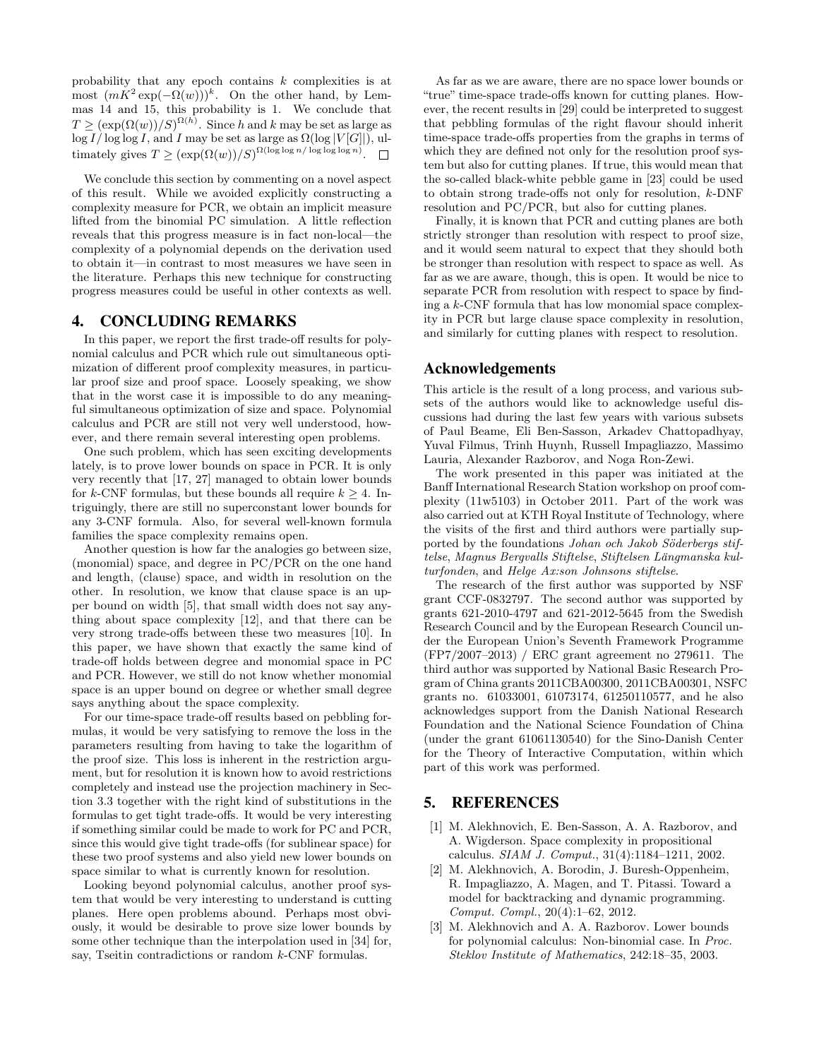probability that any epoch contains $k$ complexities is at most $(mK^2 \exp(-\Omega(w)))^k$. On the other hand, by Lemmas 14 and 15, this probability is 1. We conclude that $T \geq (\exp(\Omega(w))/S)^{\Omega(h)}$. Since $h$ and $k$ may be set as large as $\log I / \log \log I$, and $I$ may be set as large as $\Omega(\log |V[G]|)$, ultimately gives $T \geq (\exp(\Omega(w))/S)^{\Omega(\log \log n / \log \log \log n)}$. $\square$

We conclude this section by commenting on a novel aspect of this result. While we avoided explicitly constructing a complexity measure for PCR, we obtain an implicit measure lifted from the binomial PC simulation. A little reflection reveals that this progress measure is in fact non-local—the complexity of a polynomial depends on the derivation used to obtain it—in contrast to most measures we have seen in the literature. Perhaps this new technique for constructing progress measures could be useful in other contexts as well.

## 4. CONCLUDING REMARKS

In this paper, we report the first trade-off results for polynomial calculus and PCR which rule out simultaneous optimization of different proof complexity measures, in particular proof size and proof space. Loosely speaking, we show that in the worst case it is impossible to do any meaningful simultaneous optimization of size and space. Polynomial calculus and PCR are still not very well understood, however, and there remain several interesting open problems.

One such problem, which has seen exciting developments lately, is to prove lower bounds on space in PCR. It is only very recently that [17, 27] managed to obtain lower bounds for $k$-CNF formulas, but these bounds all require $k \geq 4$. Intriguingly, there are still no superconstant lower bounds for any 3-CNF formula. Also, for several well-known formula families the space complexity remains open.

Another question is how far the analogies go between size, (monomial) space, and degree in PC/PCR on the one hand and length, (clause) space, and width in resolution on the other. In resolution, we know that clause space is an upper bound on width [5], that small width does not say anything about space complexity [12], and that there can be very strong trade-offs between these two measures [10]. In this paper, we have shown that exactly the same kind of trade-off holds between degree and monomial space in PC and PCR. However, we still do not know whether monomial space is an upper bound on degree or whether small degree says anything about the space complexity.

For our time-space trade-off results based on pebbling formulas, it would be very satisfying to remove the loss in the parameters resulting from having to take the logarithm of the proof size. This loss is inherent in the restriction argument, but for resolution it is known how to avoid restrictions completely and instead use the projection machinery in Section 3.3 together with the right kind of substitutions in the formulas to get tight trade-offs. It would be very interesting if something similar could be made to work for PC and PCR, since this would give tight trade-offs (for sublinear space) for these two proof systems and also yield new lower bounds on space similar to what is currently known for resolution.

Looking beyond polynomial calculus, another proof system that would be very interesting to understand is cutting planes. Here open problems abound. Perhaps most obviously, it would be desirable to prove size lower bounds by some other technique than the interpolation used in [34] for, say, Tseitin contradictions or random $k$-CNF formulas.

As far as we are aware, there are no space lower bounds or "true" time-space trade-offs known for cutting planes. However, the recent results in [29] could be interpreted to suggest that pebbling formulas of the right flavour should inherit time-space trade-offs properties from the graphs in terms of which they are defined not only for the resolution proof system but also for cutting planes. If true, this would mean that the so-called black-white pebble game in [23] could be used to obtain strong trade-offs not only for resolution, $k$-DNF resolution and PC/PCR, but also for cutting planes.

Finally, it is known that PCR and cutting planes are both strictly stronger than resolution with respect to proof size, and it would seem natural to expect that they should both be stronger than resolution with respect to space as well. As far as we are aware, though, this is open. It would be nice to separate PCR from resolution with respect to space by finding a $k$-CNF formula that has low monomial space complexity in PCR but large clause space complexity in resolution, and similarly for cutting planes with respect to resolution.

## Acknowledgements

This article is the result of a long process, and various subsets of the authors would like to acknowledge useful discussions had during the last few years with various subsets of Paul Beame, Eli Ben-Sasson, Arkadev Chattopadhyay, Yuval Filmus, Trinh Huynh, Russell Impagliazzo, Massimo Lauria, Alexander Razborov, and Noga Ron-Zewi.

The work presented in this paper was initiated at the Banff International Research Station workshop on proof complexity (11w5103) in October 2011. Part of the work was also carried out at KTH Royal Institute of Technology, where the visits of the first and third authors were partially supported by the foundations *Johan och Jakob Söderbergs stiftelse*, *Magnus Bergvalls Stiftelse*, *Stiftelsen Längmanska kulturfonden*, and *Helge Ax:son Johnsons stiftelse*.

The research of the first author was supported by NSF grant CCF-0832797. The second author was supported by grants 621-2010-4797 and 621-2012-5645 from the Swedish Research Council and by the European Research Council under the European Union's Seventh Framework Programme (FP7/2007–2013) / ERC grant agreement no 279611. The third author was supported by National Basic Research Program of China grants 2011CBA00300, 2011CBA00301, NSFC grants no. 61033001, 61073174, 61250110577, and he also acknowledges support from the Danish National Research Foundation and the National Science Foundation of China (under the grant 61061130540) for the Sino-Danish Center for the Theory of Interactive Computation, within which part of this work was performed.

## 5. REFERENCES

[1] M. Alekhnovich, E. Ben-Sasson, A. A. Razborov, and A. Wigderson. Space complexity in propositional calculus. *SIAM J. Comput.*, 31(4):1184–1211, 2002.

[2] M. Alekhnovich, A. Borodin, J. Buresh-Oppenheim, R. Impagliazzo, A. Magen, and T. Pitassi. Toward a model for backtracking and dynamic programming. *Comput. Compl.*, 20(4):1–62, 2012.

[3] M. Alekhnovich and A. A. Razborov. Lower bounds for polynomial calculus: Non-binomial case. In *Proc. Steklov Institute of Mathematics*, 242:18–35, 2003.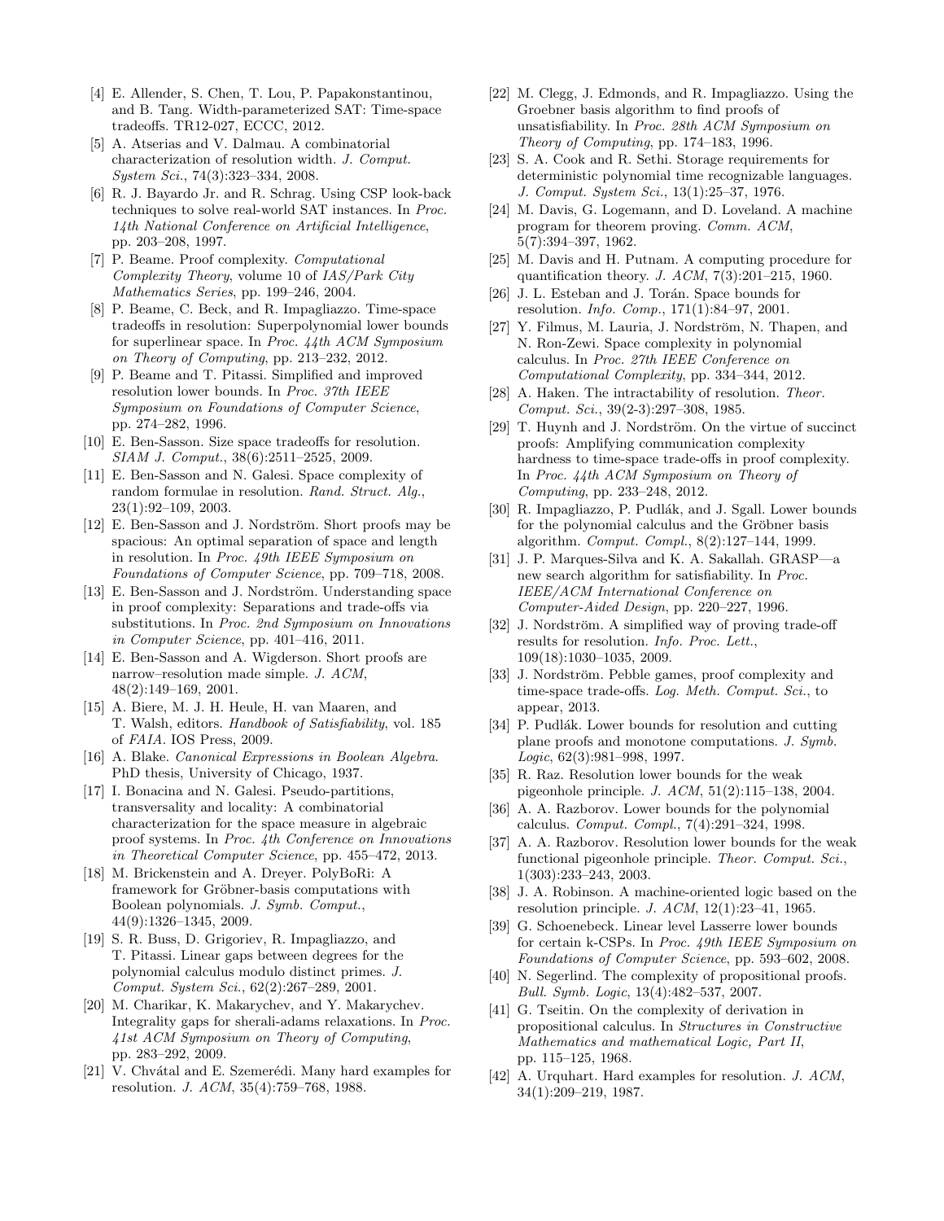[4] E. Allender, S. Chen, T. Lou, P. Papakonstantinou, and B. Tang. Width-parameterized SAT: Time-space tradeoffs. TR12-027, ECCC, 2012.

[5] A. Atserias and V. Dalmau. A combinatorial characterization of resolution width. *J. Comput. System Sci.*, 74(3):323–334, 2008.

[6] R. J. Bayardo Jr. and R. Schrag. Using CSP look-back techniques to solve real-world SAT instances. In *Proc. 14th National Conference on Artificial Intelligence*, pp. 203–208, 1997.

[7] P. Beame. Proof complexity. *Computational Complexity Theory*, volume 10 of *IAS/Park City Mathematics Series*, pp. 199–246, 2004.

[8] P. Beame, C. Beck, and R. Impagliazzo. Time-space tradeoffs in resolution: Superpolynomial lower bounds for superlinear space. In *Proc. 44th ACM Symposium on Theory of Computing*, pp. 213–232, 2012.

[9] P. Beame and T. Pitassi. Simplified and improved resolution lower bounds. In *Proc. 37th IEEE Symposium on Foundations of Computer Science*, pp. 274–282, 1996.

[10] E. Ben-Sasson. Size space tradeoffs for resolution. *SIAM J. Comput.*, 38(6):2511–2525, 2009.

[11] E. Ben-Sasson and N. Galesi. Space complexity of random formulae in resolution. *Rand. Struct. Alg.*, 23(1):92–109, 2003.

[12] E. Ben-Sasson and J. Nordström. Short proofs may be spacious: An optimal separation of space and length in resolution. In *Proc. 49th IEEE Symposium on Foundations of Computer Science*, pp. 709–718, 2008.

[13] E. Ben-Sasson and J. Nordström. Understanding space in proof complexity: Separations and trade-offs via substitutions. In *Proc. 2nd Symposium on Innovations in Computer Science*, pp. 401–416, 2011.

[14] E. Ben-Sasson and A. Wigderson. Short proofs are narrow–resolution made simple. *J. ACM*, 48(2):149–169, 2001.

[15] A. Biere, M. J. H. Heule, H. van Maaren, and T. Walsh, editors. *Handbook of Satisfiability*, vol. 185 of *FAIA*. IOS Press, 2009.

[16] A. Blake. *Canonical Expressions in Boolean Algebra*. PhD thesis, University of Chicago, 1937.

[17] I. Bonacina and N. Galesi. Pseudo-partitions, transversality and locality: A combinatorial characterization for the space measure in algebraic proof systems. In *Proc. 4th Conference on Innovations in Theoretical Computer Science*, pp. 455–472, 2013.

[18] M. Brickenstein and A. Dreyer. PolyBoRi: A framework for Gröbner-basis computations with Boolean polynomials. *J. Symb. Comput.*, 44(9):1326–1345, 2009.

[19] S. R. Buss, D. Grigoriev, R. Impagliazzo, and T. Pitassi. Linear gaps between degrees for the polynomial calculus modulo distinct primes. *J. Comput. System Sci.*, 62(2):267–289, 2001.

[20] M. Charikar, K. Makarychev, and Y. Makarychev. Integrality gaps for sherali-adams relaxations. In *Proc. 41st ACM Symposium on Theory of Computing*, pp. 283–292, 2009.

[21] V. Chvátal and E. Szemerédi. Many hard examples for resolution. *J. ACM*, 35(4):759–768, 1988.

[22] M. Clegg, J. Edmonds, and R. Impagliazzo. Using the Groebner basis algorithm to find proofs of unsatisfiability. In *Proc. 28th ACM Symposium on Theory of Computing*, pp. 174–183, 1996.

[23] S. A. Cook and R. Sethi. Storage requirements for deterministic polynomial time recognizable languages. *J. Comput. System Sci.*, 13(1):25–37, 1976.

[24] M. Davis, G. Logemann, and D. Loveland. A machine program for theorem proving. *Comm. ACM*, 5(7):394–397, 1962.

[25] M. Davis and H. Putnam. A computing procedure for quantification theory. *J. ACM*, 7(3):201–215, 1960.

[26] J. L. Esteban and J. Torán. Space bounds for resolution. *Info. Comp.*, 171(1):84–97, 2001.

[27] Y. Filmus, M. Lauria, J. Nordström, N. Thapen, and N. Ron-Zewi. Space complexity in polynomial calculus. In *Proc. 27th IEEE Conference on Computational Complexity*, pp. 334–344, 2012.

[28] A. Haken. The intractability of resolution. *Theor. Comput. Sci.*, 39(2-3):297–308, 1985.

[29] T. Huynh and J. Nordström. On the virtue of succinct proofs: Amplifying communication complexity hardness to time-space trade-offs in proof complexity. In *Proc. 44th ACM Symposium on Theory of Computing*, pp. 233–248, 2012.

[30] R. Impagliazzo, P. Pudlák, and J. Sgall. Lower bounds for the polynomial calculus and the Gröbner basis algorithm. *Comput. Compl.*, 8(2):127–144, 1999.

[31] J. P. Marques-Silva and K. A. Sakallah. GRASP—a new search algorithm for satisfiability. In *Proc. IEEE/ACM International Conference on Computer-Aided Design*, pp. 220–227, 1996.

[32] J. Nordström. A simplified way of proving trade-off results for resolution. *Info. Proc. Lett.*, 109(18):1030–1035, 2009.

[33] J. Nordström. Pebble games, proof complexity and time-space trade-offs. *Log. Meth. Comput. Sci.*, to appear, 2013.

[34] P. Pudlák. Lower bounds for resolution and cutting plane proofs and monotone computations. *J. Symb. Logic*, 62(3):981–998, 1997.

[35] R. Raz. Resolution lower bounds for the weak pigeonhole principle. *J. ACM*, 51(2):115–138, 2004.

[36] A. A. Razborov. Lower bounds for the polynomial calculus. *Comput. Compl.*, 7(4):291–324, 1998.

[37] A. A. Razborov. Resolution lower bounds for the weak functional pigeonhole principle. *Theor. Comput. Sci.*, 1(303):233–243, 2003.

[38] J. A. Robinson. A machine-oriented logic based on the resolution principle. *J. ACM*, 12(1):23–41, 1965.

[39] G. Schoenebeck. Linear level Lasserre lower bounds for certain k-CSPs. In *Proc. 49th IEEE Symposium on Foundations of Computer Science*, pp. 593–602, 2008.

[40] N. Segerlind. The complexity of propositional proofs. *Bull. Symb. Logic*, 13(4):482–537, 2007.

[41] G. Tseitin. On the complexity of derivation in propositional calculus. In *Structures in Constructive Mathematics and mathematical Logic, Part II*, pp. 115–125, 1968.

[42] A. Urquhart. Hard examples for resolution. *J. ACM*, 34(1):209–219, 1987.